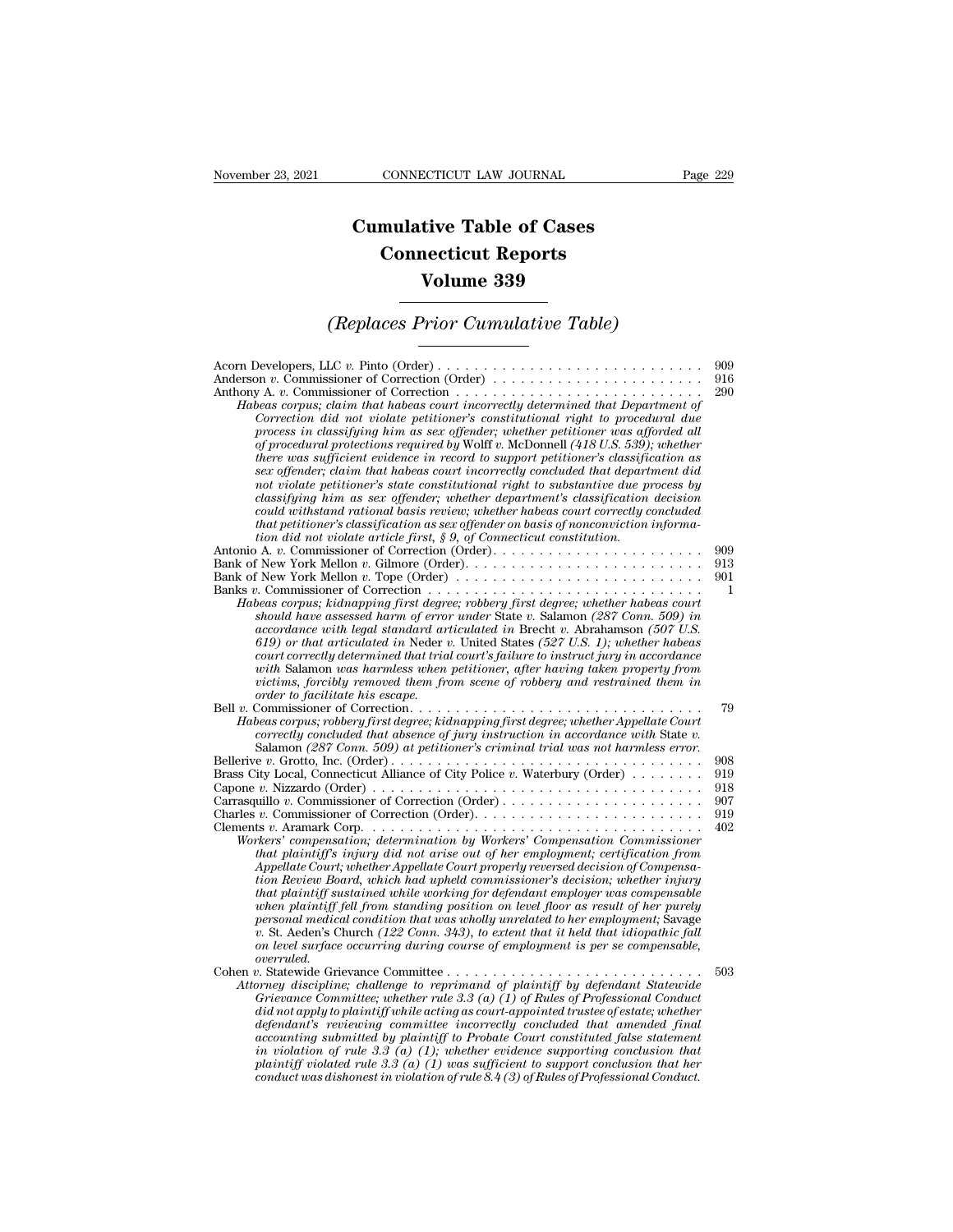# Cumulative Table of Cases
# Connecticut Reports
# Volume 339

## *(Replaces Prior Cumulative Table)*

Acorn Developers, LLC *v.* Pinto (Order) . . . . . . . . . . . . . . . . . . . . . . . . . . . . 909
Anderson *v.* Commissioner of Correction (Order) . . . . . . . . . . . . . . . . . . . . . . 916
Anthony A. *v.* Commissioner of Correction . . . . . . . . . . . . . . . . . . . . . . . . . . . 290
*Habeas corpus; claim that habeas court incorrectly determined that Department of Correction did not violate petitioner's constitutional right to procedural due process in classifying him as sex offender; whether petitioner was afforded all of procedural protections required by* Wolff *v.* McDonnell *(418 U.S. 539); whether there was sufficient evidence in record to support petitioner's classification as sex offender; claim that habeas court incorrectly concluded that department did not violate petitioner's state constitutional right to substantive due process by classifying him as sex offender; whether department's classification decision could withstand rational basis review; whether habeas court correctly concluded that petitioner's classification as sex offender on basis of nonconviction information did not violate article first, § 9, of Connecticut constitution.*
Antonio A. *v.* Commissioner of Correction (Order). . . . . . . . . . . . . . . . . . . . . . 909
Bank of New York Mellon *v.* Gilmore (Order). . . . . . . . . . . . . . . . . . . . . . . . . 913
Bank of New York Mellon *v.* Tope (Order) . . . . . . . . . . . . . . . . . . . . . . . . . . 901
Banks *v.* Commissioner of Correction . . . . . . . . . . . . . . . . . . . . . . . . . . . . . 1
*Habeas corpus; kidnapping first degree; robbery first degree; whether habeas court should have assessed harm of error under* State *v.* Salamon *(287 Conn. 509) in accordance with legal standard articulated in* Brecht *v.* Abrahamson *(507 U.S. 619) or that articulated in* Neder *v.* United States *(527 U.S. 1); whether habeas court correctly determined that trial court's failure to instruct jury in accordance with* Salamon *was harmless when petitioner, after having taken property from victims, forcibly removed them from scene of robbery and restrained them in order to facilitate his escape.*
Bell *v.* Commissioner of Correction. . . . . . . . . . . . . . . . . . . . . . . . . . . . . . . 79
*Habeas corpus; robbery first degree; kidnapping first degree; whether Appellate Court correctly concluded that absence of jury instruction in accordance with* State *v.* Salamon *(287 Conn. 509) at petitioner's criminal trial was not harmless error.*
Bellerive *v.* Grotto, Inc. (Order) . . . . . . . . . . . . . . . . . . . . . . . . . . . . . . . . 908
Brass City Local, Connecticut Alliance of City Police *v.* Waterbury (Order) . . . . . . . . 919
Capone *v.* Nizzardo (Order) . . . . . . . . . . . . . . . . . . . . . . . . . . . . . . . . . . . 918
Carrasquillo *v.* Commissioner of Correction (Order) . . . . . . . . . . . . . . . . . . . . . 907
Charles *v.* Commissioner of Correction (Order). . . . . . . . . . . . . . . . . . . . . . . . 919
Clements *v.* Aramark Corp. . . . . . . . . . . . . . . . . . . . . . . . . . . . . . . . . . . . 402
*Workers' compensation; determination by Workers' Compensation Commissioner that plaintiff's injury did not arise out of her employment; certification from Appellate Court; whether Appellate Court properly reversed decision of Compensation Review Board, which had upheld commissioner's decision; whether injury that plaintiff sustained while working for defendant employer was compensable when plaintiff fell from standing position on level floor as result of her purely personal medical condition that was wholly unrelated to her employment;* Savage *v.* St. Aeden's Church *(122 Conn. 343), to extent that it held that idiopathic fall on level surface occurring during course of employment is per se compensable, overruled.*
Cohen *v.* Statewide Grievance Committee . . . . . . . . . . . . . . . . . . . . . . . . . . . 503
*Attorney discipline; challenge to reprimand of plaintiff by defendant Statewide Grievance Committee; whether rule 3.3 (a) (1) of Rules of Professional Conduct did not apply to plaintiff while acting as court-appointed trustee of estate; whether defendant's reviewing committee incorrectly concluded that amended final accounting submitted by plaintiff to Probate Court constituted false statement in violation of rule 3.3 (a) (1); whether evidence supporting conclusion that plaintiff violated rule 3.3 (a) (1) was sufficient to support conclusion that her conduct was dishonest in violation of rule 8.4 (3) of Rules of Professional Conduct.*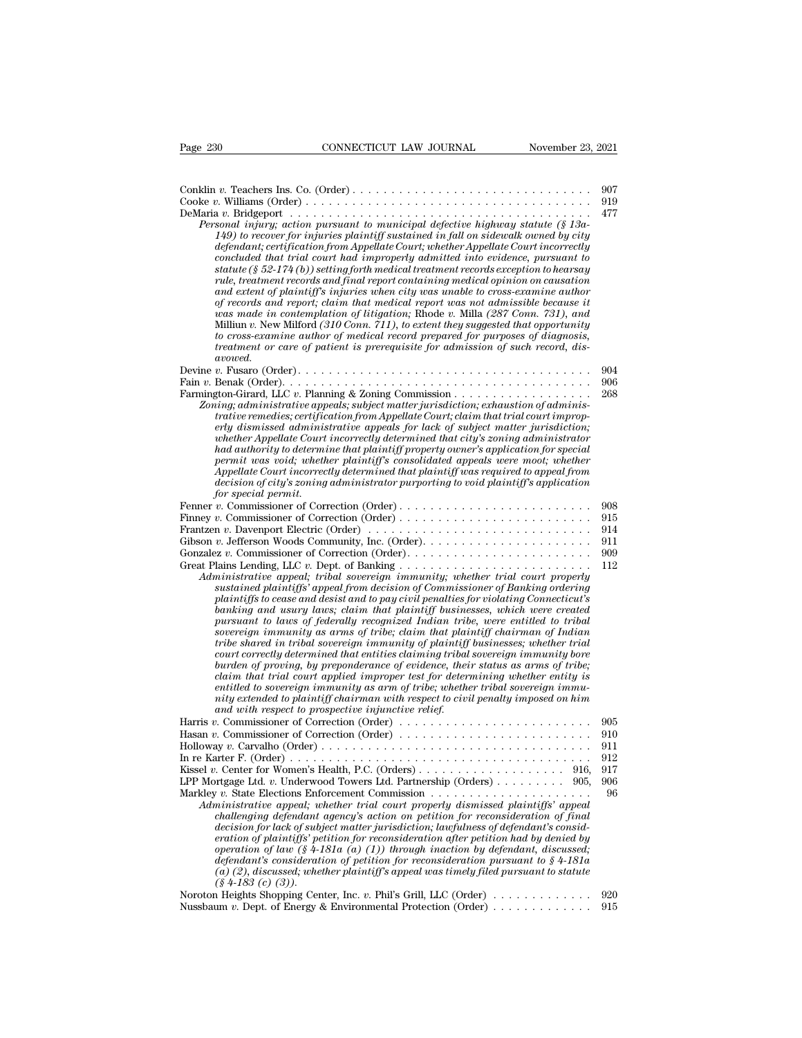Conklin *v.* Teachers Ins. Co. (Order) . . . . . . . . . . . . . . . . . . . . . . . . . . . . . . . 907

Cooke *v.* Williams (Order) . . . . . . . . . . . . . . . . . . . . . . . . . . . . . . . . . . . . 919

DeMaria *v.* Bridgeport . . . . . . . . . . . . . . . . . . . . . . . . . . . . . . . . . . . . . . 477

*Personal injury; action pursuant to municipal defective highway statute (§ 13a-149) to recover for injuries plaintiff sustained in fall on sidewalk owned by city defendant; certification from Appellate Court; whether Appellate Court incorrectly concluded that trial court had improperly admitted into evidence, pursuant to statute (§ 52-174 (b)) setting forth medical treatment records exception to hearsay rule, treatment records and final report containing medical opinion on causation and extent of plaintiff's injuries when city was unable to cross-examine author of records and report; claim that medical report was not admissible because it was made in contemplation of litigation;* Rhode *v.* Milla *(287 Conn. 731), and* Milliun *v.* New Milford *(310 Conn. 711), to extent they suggested that opportunity to cross-examine author of medical record prepared for purposes of diagnosis, treatment or care of patient is prerequisite for admission of such record, disavowed.*

Devine *v.* Fusaro (Order). . . . . . . . . . . . . . . . . . . . . . . . . . . . . . . . . . . . . 904

Fain *v.* Benak (Order). . . . . . . . . . . . . . . . . . . . . . . . . . . . . . . . . . . . . . . 906

Farmington-Girard, LLC *v.* Planning & Zoning Commission . . . . . . . . . . . . . . . . . . 268

*Zoning; administrative appeals; subject matter jurisdiction; exhaustion of administrative remedies; certification from Appellate Court; claim that trial court improperly dismissed administrative appeals for lack of subject matter jurisdiction; whether Appellate Court incorrectly determined that city's zoning administrator had authority to determine that plaintiff property owner's application for special permit was void; whether plaintiff's consolidated appeals were moot; whether Appellate Court incorrectly determined that plaintiff was required to appeal from decision of city's zoning administrator purporting to void plaintiff's application for special permit.*

Fenner *v.* Commissioner of Correction (Order) . . . . . . . . . . . . . . . . . . . . . . . . 908

Finney *v.* Commissioner of Correction (Order) . . . . . . . . . . . . . . . . . . . . . . . . 915

Frantzen *v.* Davenport Electric (Order) . . . . . . . . . . . . . . . . . . . . . . . . . . . . 914

Gibson *v.* Jefferson Woods Community, Inc. (Order). . . . . . . . . . . . . . . . . . . . . . 911

Gonzalez *v.* Commissioner of Correction (Order). . . . . . . . . . . . . . . . . . . . . . . 909

Great Plains Lending, LLC *v.* Dept. of Banking . . . . . . . . . . . . . . . . . . . . . . . . 112

*Administrative appeal; tribal sovereign immunity; whether trial court properly sustained plaintiffs' appeal from decision of Commissioner of Banking ordering plaintiffs to cease and desist and to pay civil penalties for violating Connecticut's banking and usury laws; claim that plaintiff businesses, which were created pursuant to laws of federally recognized Indian tribe, were entitled to tribal sovereign immunity as arms of tribe; claim that plaintiff chairman of Indian tribe shared in tribal sovereign immunity of plaintiff businesses; whether trial court correctly determined that entities claiming tribal sovereign immunity bore burden of proving, by preponderance of evidence, their status as arms of tribe; claim that trial court applied improper test for determining whether entity is entitled to sovereign immunity as arm of tribe; whether tribal sovereign immunity extended to plaintiff chairman with respect to civil penalty imposed on him and with respect to prospective injunctive relief.*

Harris *v.* Commissioner of Correction (Order) . . . . . . . . . . . . . . . . . . . . . . . . 905

Hasan *v.* Commissioner of Correction (Order) . . . . . . . . . . . . . . . . . . . . . . . . 910

Holloway *v.* Carvalho (Order) . . . . . . . . . . . . . . . . . . . . . . . . . . . . . . . . . . 911

In re Karter F. (Order) . . . . . . . . . . . . . . . . . . . . . . . . . . . . . . . . . . . . . . 912

Kissel *v.* Center for Women's Health, P.C. (Orders) . . . . . . . . . . . . . . . . . . . 916, 917

LPP Mortgage Ltd. *v.* Underwood Towers Ltd. Partnership (Orders) . . . . . . . . . 905, 906

Markley *v.* State Elections Enforcement Commission . . . . . . . . . . . . . . . . . . . . . 96

*Administrative appeal; whether trial court properly dismissed plaintiffs' appeal challenging defendant agency's action on petition for reconsideration of final decision for lack of subject matter jurisdiction; lawfulness of defendant's consideration of plaintiffs' petition for reconsideration after petition had by denied by operation of law (§ 4-181a (a) (1)) through inaction by defendant, discussed; defendant's consideration of petition for reconsideration pursuant to § 4-181a (a) (2), discussed; whether plaintiff's appeal was timely filed pursuant to statute (§ 4-183 (c) (3)).*

Noroton Heights Shopping Center, Inc. *v.* Phil's Grill, LLC (Order) . . . . . . . . . . . . . 920

Nussbaum *v.* Dept. of Energy & Environmental Protection (Order) . . . . . . . . . . . . . 915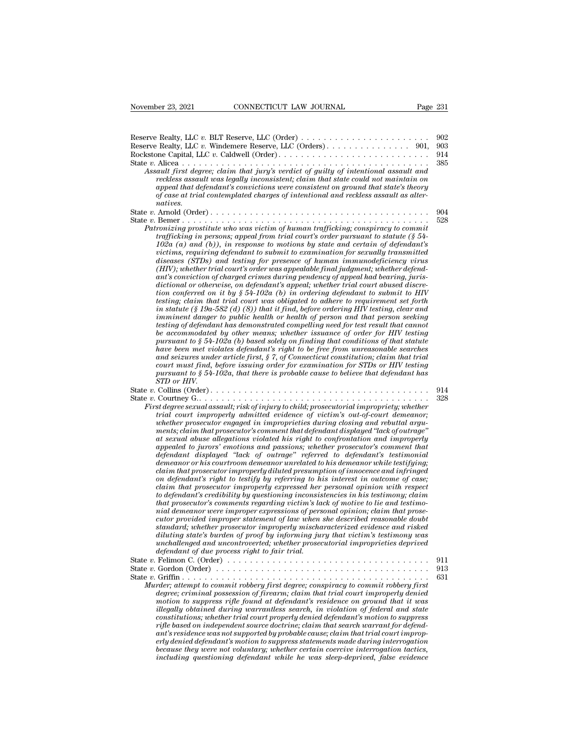Reserve Realty, LLC *v.* BLT Reserve, LLC (Order) . . . . . . . . . . . . . . . . . . . . . . 902
Reserve Realty, LLC *v.* Windemere Reserve, LLC (Orders) . . . . . . . . . . . . . . . 901, 903
Rockstone Capital, LLC *v.* Caldwell (Order) . . . . . . . . . . . . . . . . . . . . . . . . . . 914
State *v.* Alicea . . . . . . . . . . . . . . . . . . . . . . . . . . . . . . . . . . . . . . . . . . . . . 385

*Assault first degree; claim that jury's verdict of guilty of intentional assault and reckless assault was legally inconsistent; claim that state could not maintain on appeal that defendant's convictions were consistent on ground that state's theory of case at trial contemplated charges of intentional and reckless assault as alternatives.*

State *v.* Arnold (Order) . . . . . . . . . . . . . . . . . . . . . . . . . . . . . . . . . . . . . . . 904
State *v.* Bemer . . . . . . . . . . . . . . . . . . . . . . . . . . . . . . . . . . . . . . . . . . . . . 528

*Patronizing prostitute who was victim of human trafficking; conspiracy to commit trafficking in persons; appeal from trial court's order pursuant to statute (§ 54-102a (a) and (b)), in response to motions by state and certain of defendant's victims, requiring defendant to submit to examination for sexually transmitted diseases (STDs) and testing for presence of human immunodeficiency virus (HIV); whether trial court's order was appealable final judgment; whether defendant's conviction of charged crimes during pendency of appeal had bearing, jurisdictional or otherwise, on defendant's appeal; whether trial court abused discretion conferred on it by § 54-102a (b) in ordering defendant to submit to HIV testing; claim that trial court was obligated to adhere to requirement set forth in statute (§ 19a-582 (d) (8)) that it find, before ordering HIV testing, clear and imminent danger to public health or health of person and that person seeking testing of defendant has demonstrated compelling need for test result that cannot be accommodated by other means; whether issuance of order for HIV testing pursuant to § 54-102a (b) based solely on finding that conditions of that statute have been met violates defendant's right to be free from unreasonable searches and seizures under article first, § 7, of Connecticut constitution; claim that trial court must find, before issuing order for examination for STDs or HIV testing pursuant to § 54-102a, that there is probable cause to believe that defendant has STD or HIV.*

State *v.* Collins (Order) . . . . . . . . . . . . . . . . . . . . . . . . . . . . . . . . . . . . . . . 914
State *v.* Courtney G.. . . . . . . . . . . . . . . . . . . . . . . . . . . . . . . . . . . . . . . . . . 328

*First degree sexual assault; risk of injury to child; prosecutorial impropriety; whether trial court improperly admitted evidence of victim's out-of-court demeanor; whether prosecutor engaged in improprieties during closing and rebuttal arguments; claim that prosecutor's comment that defendant displayed "lack of outrage" at sexual abuse allegations violated his right to confrontation and improperly appealed to jurors' emotions and passions; whether prosecutor's comment that defendant displayed "lack of outrage" referred to defendant's testimonial demeanor or his courtroom demeanor unrelated to his demeanor while testifying; claim that prosecutor improperly diluted presumption of innocence and infringed on defendant's right to testify by referring to his interest in outcome of case; claim that prosecutor improperly expressed her personal opinion with respect to defendant's credibility by questioning inconsistencies in his testimony; claim that prosecutor's comments regarding victim's lack of motive to lie and testimonial demeanor were improper expressions of personal opinion; claim that prosecutor provided improper statement of law when she described reasonable doubt standard; whether prosecutor improperly mischaracterized evidence and risked diluting state's burden of proof by informing jury that victim's testimony was unchallenged and uncontroverted; whether prosecutorial improprieties deprived defendant of due process right to fair trial.*

State *v.* Felimon C. (Order) . . . . . . . . . . . . . . . . . . . . . . . . . . . . . . . . . . . . 911
State *v.* Gordon (Order) . . . . . . . . . . . . . . . . . . . . . . . . . . . . . . . . . . . . . . 913
State *v.* Griffin . . . . . . . . . . . . . . . . . . . . . . . . . . . . . . . . . . . . . . . . . . . . . 631

*Murder; attempt to commit robbery first degree; conspiracy to commit robbery first degree; criminal possession of firearm; claim that trial court improperly denied motion to suppress rifle found at defendant's residence on ground that it was illegally obtained during warrantless search, in violation of federal and state constitutions; whether trial court properly denied defendant's motion to suppress rifle based on independent source doctrine; claim that search warrant for defendant's residence was not supported by probable cause; claim that trial court improperly denied defendant's motion to suppress statements made during interrogation because they were not voluntary; whether certain coercive interrogation tactics, including questioning defendant while he was sleep-deprived, false evidence*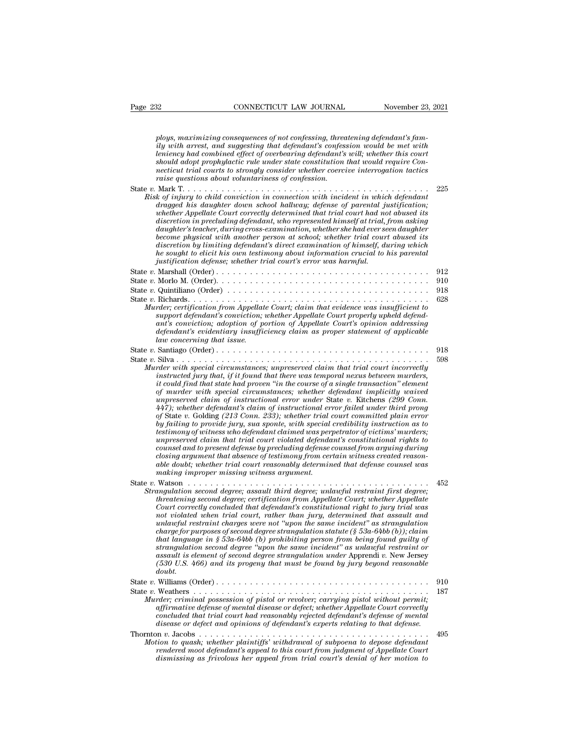*ploys, maximizing consequences of not confessing, threatening defendant's family with arrest, and suggesting that defendant's confession would be met with leniency had combined effect of overbearing defendant's will; whether this court should adopt prophylactic rule under state constitution that would require Connecticut trial courts to strongly consider whether coercive interrogation tactics raise questions about voluntariness of confession.*

State *v.* Mark T. . . . . . . . . . . . . . . . . . . . . . . . . . . . . . . . . . . . . . . . . . . . . 225
*Risk of injury to child conviction in connection with incident in which defendant dragged his daughter down school hallway; defense of parental justification; whether Appellate Court correctly determined that trial court had not abused its discretion in precluding defendant, who represented himself at trial, from asking daughter's teacher, during cross-examination, whether she had ever seen daughter become physical with another person at school; whether trial court abused its discretion by limiting defendant's direct examination of himself, during which he sought to elicit his own testimony about information crucial to his parental justification defense; whether trial court's error was harmful.*

State *v.* Marshall (Order) . . . . . . . . . . . . . . . . . . . . . . . . . . . . . . . . . . . . . . 912

State *v.* Morlo M. (Order). . . . . . . . . . . . . . . . . . . . . . . . . . . . . . . . . . . . . . 910

State *v.* Quintiliano (Order) . . . . . . . . . . . . . . . . . . . . . . . . . . . . . . . . . . . . 918

State *v.* Richards. . . . . . . . . . . . . . . . . . . . . . . . . . . . . . . . . . . . . . . . . . . . . 628
*Murder; certification from Appellate Court; claim that evidence was insufficient to support defendant's conviction; whether Appellate Court properly upheld defendant's conviction; adoption of portion of Appellate Court's opinion addressing defendant's evidentiary insufficiency claim as proper statement of applicable law concerning that issue.*

State *v.* Santiago (Order) . . . . . . . . . . . . . . . . . . . . . . . . . . . . . . . . . . . . . 918

State *v.* Silva . . . . . . . . . . . . . . . . . . . . . . . . . . . . . . . . . . . . . . . . . . . . . . . 598
*Murder with special circumstances; unpreserved claim that trial court incorrectly instructed jury that, if it found that there was temporal nexus between murders, it could find that state had proven "in the course of a single transaction" element of murder with special circumstances; whether defendant implicitly waived unpreserved claim of instructional error under* State v. Kitchens *(299 Conn. 447); whether defendant's claim of instructional error failed under third prong of* State v. Golding *(213 Conn. 233); whether trial court committed plain error by failing to provide jury, sua sponte, with special credibility instruction as to testimony of witness who defendant claimed was perpetrator of victims' murders; unpreserved claim that trial court violated defendant's constitutional rights to counsel and to present defense by precluding defense counsel from arguing during closing argument that absence of testimony from certain witness created reasonable doubt; whether trial court reasonably determined that defense counsel was making improper missing witness argument.*

State *v.* Watson . . . . . . . . . . . . . . . . . . . . . . . . . . . . . . . . . . . . . . . . . . . . . 452
*Strangulation second degree; assault third degree; unlawful restraint first degree; threatening second degree; certification from Appellate Court; whether Appellate Court correctly concluded that defendant's constitutional right to jury trial was not violated when trial court, rather than jury, determined that assault and unlawful restraint charges were not "upon the same incident" as strangulation charge for purposes of second degree strangulation statute (§ 53a-64bb (b)); claim that language in § 53a-64bb (b) prohibiting person from being found guilty of strangulation second degree "upon the same incident" as unlawful restraint or assault is element of second degree strangulation under* Apprendi v. New Jersey *(530 U.S. 466) and its progeny that must be found by jury beyond reasonable doubt.*

State *v.* Williams (Order) . . . . . . . . . . . . . . . . . . . . . . . . . . . . . . . . . . . . . . 910

State *v.* Weathers . . . . . . . . . . . . . . . . . . . . . . . . . . . . . . . . . . . . . . . . . . . . 187
*Murder; criminal possession of pistol or revolver; carrying pistol without permit; affirmative defense of mental disease or defect; whether Appellate Court correctly concluded that trial court had reasonably rejected defendant's defense of mental disease or defect and opinions of defendant's experts relating to that defense.*

Thornton *v.* Jacobs . . . . . . . . . . . . . . . . . . . . . . . . . . . . . . . . . . . . . . . . . . . 495
*Motion to quash; whether plaintiffs' withdrawal of subpoena to depose defendant rendered moot defendant's appeal to this court from judgment of Appellate Court dismissing as frivolous her appeal from trial court's denial of her motion to*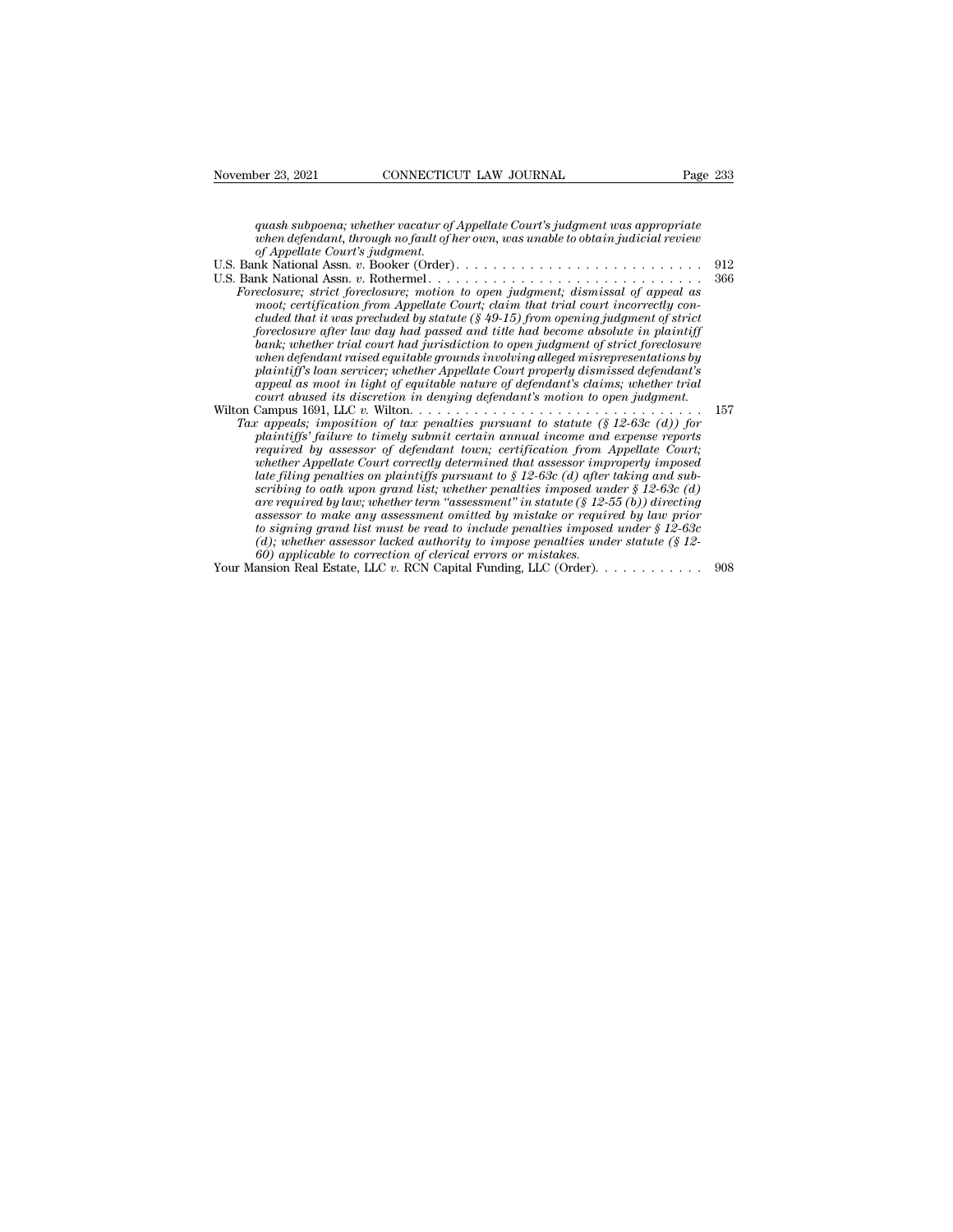*quash subpoena; whether vacatur of Appellate Court's judgment was appropriate when defendant, through no fault of her own, was unable to obtain judicial review of Appellate Court's judgment.*

U.S. Bank National Assn. *v.* Booker (Order) . . . . . . . . . . . . . . . . . . . . . . . . . . 912

U.S. Bank National Assn. *v.* Rothermel . . . . . . . . . . . . . . . . . . . . . . . . . . . . . . 366

*Foreclosure; strict foreclosure; motion to open judgment; dismissal of appeal as moot; certification from Appellate Court; claim that trial court incorrectly concluded that it was precluded by statute (§ 49-15) from opening judgment of strict foreclosure after law day had passed and title had become absolute in plaintiff bank; whether trial court had jurisdiction to open judgment of strict foreclosure when defendant raised equitable grounds involving alleged misrepresentations by plaintiff's loan servicer; whether Appellate Court properly dismissed defendant's appeal as moot in light of equitable nature of defendant's claims; whether trial court abused its discretion in denying defendant's motion to open judgment.*

Wilton Campus 1691, LLC *v.* Wilton . . . . . . . . . . . . . . . . . . . . . . . . . . . . . . . . 157

*Tax appeals; imposition of tax penalties pursuant to statute (§ 12-63c (d)) for plaintiffs' failure to timely submit certain annual income and expense reports required by assessor of defendant town; certification from Appellate Court; whether Appellate Court correctly determined that assessor improperly imposed late filing penalties on plaintiffs pursuant to § 12-63c (d) after taking and subscribing to oath upon grand list; whether penalties imposed under § 12-63c (d) are required by law; whether term "assessment" in statute (§ 12-55 (b)) directing assessor to make any assessment omitted by mistake or required by law prior to signing grand list must be read to include penalties imposed under § 12-63c (d); whether assessor lacked authority to impose penalties under statute (§ 12-60) applicable to correction of clerical errors or mistakes.*

Your Mansion Real Estate, LLC *v.* RCN Capital Funding, LLC (Order). . . . . . . . . . . 908